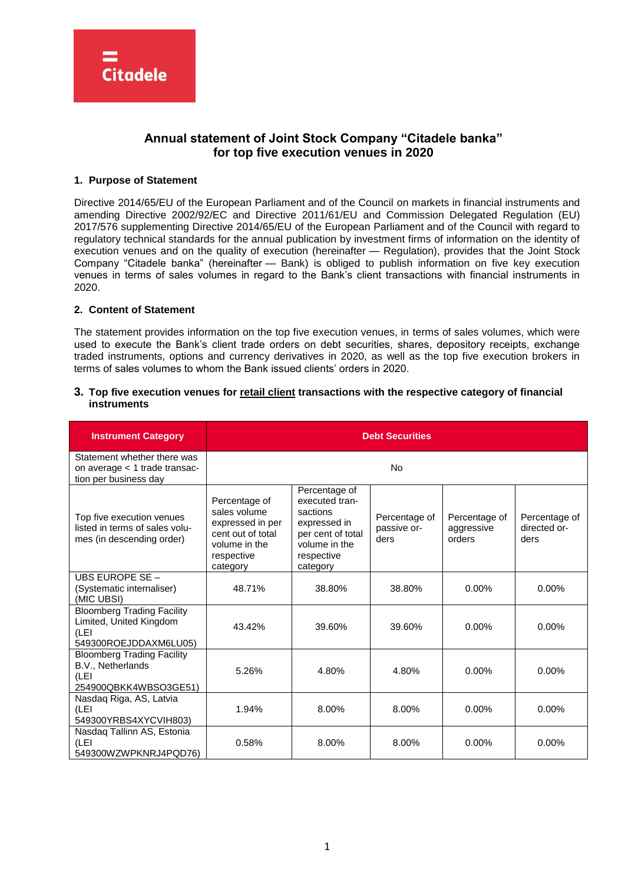# Annual statement of Joint Stock Company "Citadele banka" for top five execution venues in 2020

## 1. Purpose of Statement

Directive 2014/65/EU of the European Parliament and of the Council on markets in financial instruments and amending Directive 2002/92/EC and Directive 2011/61/EU and Commission Delegated Regulation (EU) 2017/576 supplementing Directive 2014/65/EU of the European Parliament and of the Council with regard to regulatory technical standards for the annual publication by investment firms of information on the identity of execution venues and on the quality of execution (hereinafter — Regulation), provides that the Joint Stock Company "Citadele banka" (hereinafter — Bank) is obliged to publish information on five key execution venues in terms of sales volumes in regard to the Bank's client transactions with financial instruments in 2020.

## 2. Content of Statement

The statement provides information on the top five execution venues, in terms of sales volumes, which were used to execute the Bank's client trade orders on debt securities, shares, depository receipts, exchange traded instruments, options and currency derivatives in 2020, as well as the top five execution brokers in terms of sales volumes to whom the Bank issued clients' orders in 2020.

## 3. Top five execution venues for retail client transactions with the respective category of financial instruments

| Instrument Category | Debt Securities | | | | |
|---|---|---|---|---|---|
| Statement whether there was on average < 1 trade transaction per business day | No | | | | |
| Top five execution venues listed in terms of sales volumes (in descending order) | Percentage of sales volume expressed in per cent out of total volume in the respective category | Percentage of executed transactions expressed in per cent of total volume in the respective category | Percentage of passive orders | Percentage of aggressive orders | Percentage of directed orders |
| UBS EUROPE SE – (Systematic internaliser) (MIC UBSI) | 48.71% | 38.80% | 38.80% | 0.00% | 0.00% |
| Bloomberg Trading Facility Limited, United Kingdom (LEI 549300ROEJDDAXM6LU05) | 43.42% | 39.60% | 39.60% | 0.00% | 0.00% |
| Bloomberg Trading Facility B.V., Netherlands (LEI 254900QBKK4WBSO3GE51) | 5.26% | 4.80% | 4.80% | 0.00% | 0.00% |
| Nasdaq Riga, AS, Latvia (LEI 549300YRBS4XYCVIH803) | 1.94% | 8.00% | 8.00% | 0.00% | 0.00% |
| Nasdaq Tallinn AS, Estonia (LEI 549300WZWPKNRJ4PQD76) | 0.58% | 8.00% | 8.00% | 0.00% | 0.00% |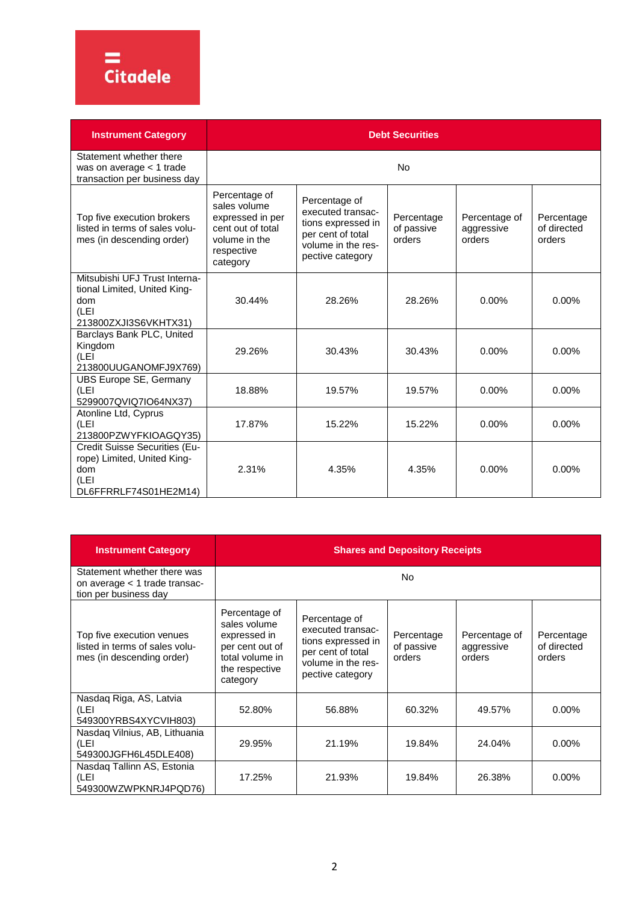| Instrument Category | Debt Securities | | | | |
|---|---|---|---|---|---|
| Statement whether there was on average < 1 trade transaction per business day | No | | | | |
| Top five execution brokers listed in terms of sales volumes (in descending order) | Percentage of sales volume expressed in per cent out of total volume in the respective category | Percentage of executed transactions expressed in per cent of total volume in the respective category | Percentage of passive orders | Percentage of aggressive orders | Percentage of directed orders |
| Mitsubishi UFJ Trust International Limited, United Kingdom (LEI 213800ZXJI3S6VKHTX31) | 30.44% | 28.26% | 28.26% | 0.00% | 0.00% |
| Barclays Bank PLC, United Kingdom (LEI 213800UUGANOMFJ9X769) | 29.26% | 30.43% | 30.43% | 0.00% | 0.00% |
| UBS Europe SE, Germany (LEI 5299007QVIQ7IO64NX37) | 18.88% | 19.57% | 19.57% | 0.00% | 0.00% |
| Atonline Ltd, Cyprus (LEI 213800PZWYFKIOAGQY35) | 17.87% | 15.22% | 15.22% | 0.00% | 0.00% |
| Credit Suisse Securities (Europe) Limited, United Kingdom (LEI DL6FFRRLF74S01HE2M14) | 2.31% | 4.35% | 4.35% | 0.00% | 0.00% |

| Instrument Category | Shares and Depository Receipts | | | | |
|---|---|---|---|---|---|
| Statement whether there was on average < 1 trade transaction per business day | No | | | | |
| Top five execution venues listed in terms of sales volumes (in descending order) | Percentage of sales volume expressed in per cent out of total volume in the respective category | Percentage of executed transactions expressed in per cent of total volume in the respective category | Percentage of passive orders | Percentage of aggressive orders | Percentage of directed orders |
| Nasdaq Riga, AS, Latvia (LEI 549300YRBS4XYCVIH803) | 52.80% | 56.88% | 60.32% | 49.57% | 0.00% |
| Nasdaq Vilnius, AB, Lithuania (LEI 549300JGFH6L45DLE408) | 29.95% | 21.19% | 19.84% | 24.04% | 0.00% |
| Nasdaq Tallinn AS, Estonia (LEI 549300WZWPKNRJ4PQD76) | 17.25% | 21.93% | 19.84% | 26.38% | 0.00% |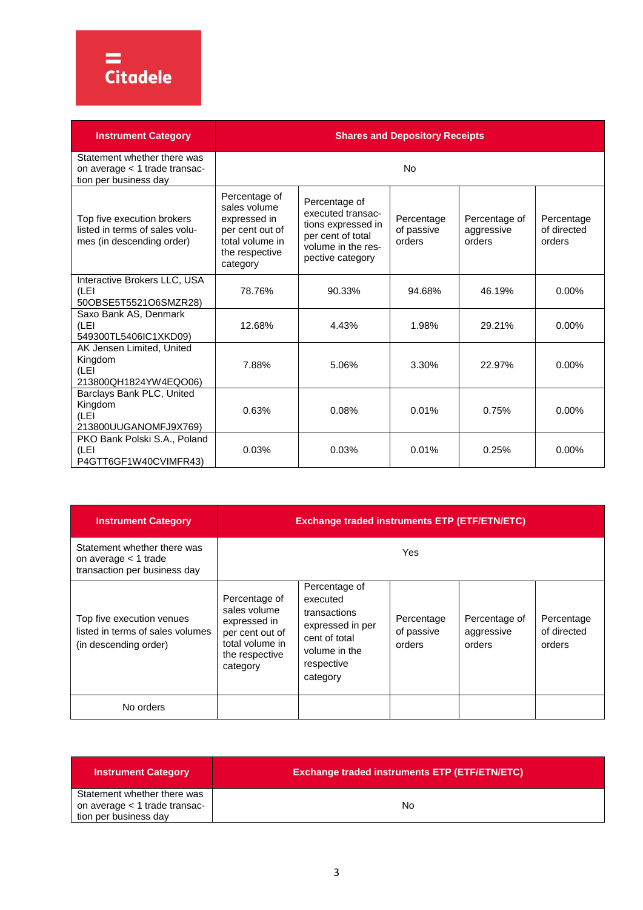| Instrument Category | Shares and Depository Receipts | | | | |
|---|---|---|---|---|---|
| Statement whether there was on average < 1 trade transaction per business day | No | | | | |
| Top five execution brokers listed in terms of sales volumes (in descending order) | Percentage of sales volume expressed in per cent out of total volume in the respective category | Percentage of executed transactions expressed in per cent of total volume in the respective category | Percentage of passive orders | Percentage of aggressive orders | Percentage of directed orders |
| Interactive Brokers LLC, USA (LEI 50OBSE5T5521O6SMZR28) | 78.76% | 90.33% | 94.68% | 46.19% | 0.00% |
| Saxo Bank AS, Denmark (LEI 549300TL5406IC1XKD09) | 12.68% | 4.43% | 1.98% | 29.21% | 0.00% |
| AK Jensen Limited, United Kingdom (LEI 213800QH1824YW4EQO06) | 7.88% | 5.06% | 3.30% | 22.97% | 0.00% |
| Barclays Bank PLC, United Kingdom (LEI 213800UUGANOMFJ9X769) | 0.63% | 0.08% | 0.01% | 0.75% | 0.00% |
| PKO Bank Polski S.A., Poland (LEI P4GTT6GF1W40CVIMFR43) | 0.03% | 0.03% | 0.01% | 0.25% | 0.00% |

| Instrument Category | Exchange traded instruments ETP (ETF/ETN/ETC) | | | | |
|---|---|---|---|---|---|
| Statement whether there was on average < 1 trade transaction per business day | Yes | | | | |
| Top five execution venues listed in terms of sales volumes (in descending order) | Percentage of sales volume expressed in per cent out of total volume in the respective category | Percentage of executed transactions expressed in per cent of total volume in the respective category | Percentage of passive orders | Percentage of aggressive orders | Percentage of directed orders |
| No orders | | | | | |

| Instrument Category | Exchange traded instruments ETP (ETF/ETN/ETC) |
|---|---|
| Statement whether there was on average < 1 trade transaction per business day | No |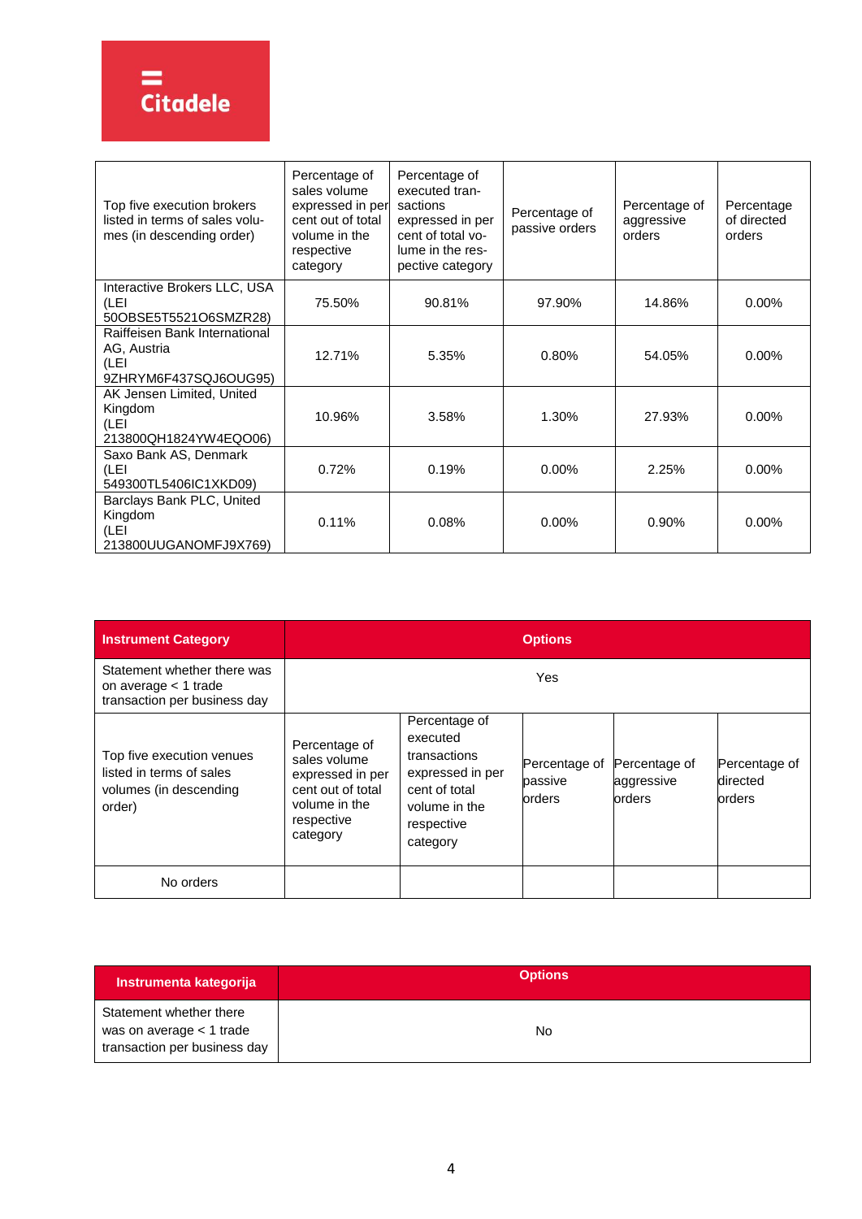| Top five execution brokers listed in terms of sales volumes (in descending order) | Percentage of sales volume expressed in per cent out of total volume in the respective category | Percentage of executed transactions expressed in per cent of total volume in the respective category | Percentage of passive orders | Percentage of aggressive orders | Percentage of directed orders |
|---|---|---|---|---|---|
| Interactive Brokers LLC, USA (LEI 50OBSE5T5521O6SMZR28) | 75.50% | 90.81% | 97.90% | 14.86% | 0.00% |
| Raiffeisen Bank International AG, Austria (LEI 9ZHRYM6F437SQJ6OUG95) | 12.71% | 5.35% | 0.80% | 54.05% | 0.00% |
| AK Jensen Limited, United Kingdom (LEI 213800QH1824YW4EQO06) | 10.96% | 3.58% | 1.30% | 27.93% | 0.00% |
| Saxo Bank AS, Denmark (LEI 549300TL5406IC1XKD09) | 0.72% | 0.19% | 0.00% | 2.25% | 0.00% |
| Barclays Bank PLC, United Kingdom (LEI 213800UUGANOMFJ9X769) | 0.11% | 0.08% | 0.00% | 0.90% | 0.00% |

| **Instrument Category** | **Options** | | | | |
|---|---|---|---|---|---|
| Statement whether there was on average < 1 trade transaction per business day | Yes | | | | |
| Top five execution venues listed in terms of sales volumes (in descending order) | Percentage of sales volume expressed in per cent out of total volume in the respective category | Percentage of executed transactions expressed in per cent of total volume in the respective category | Percentage of passive orders | Percentage of aggressive orders | Percentage of directed orders |
| No orders | | | | | |

| **Instrumenta kategorija** | **Options** |
|---|---|
| Statement whether there was on average < 1 trade transaction per business day | No |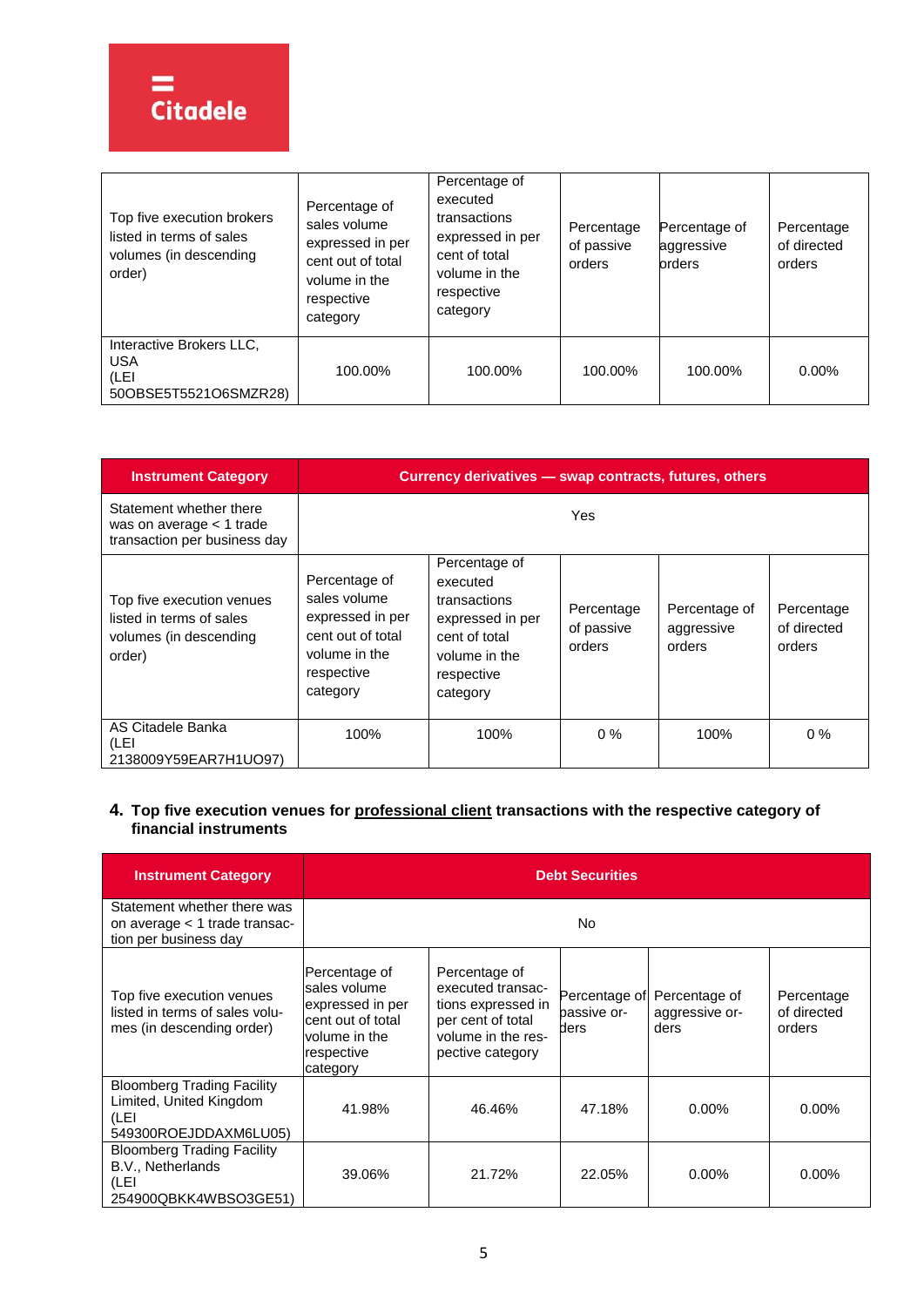| Top five execution brokers listed in terms of sales volumes (in descending order) | Percentage of sales volume expressed in per cent out of total volume in the respective category | Percentage of executed transactions expressed in per cent of total volume in the respective category | Percentage of passive orders | Percentage of aggressive orders | Percentage of directed orders |
|---|---|---|---|---|---|
| Interactive Brokers LLC, USA (LEI 50OBSE5T5521O6SMZR28) | 100.00% | 100.00% | 100.00% | 100.00% | 0.00% |

| Instrument Category | Currency derivatives — swap contracts, futures, others | | | | |
|---|---|---|---|---|---|
| Statement whether there was on average < 1 trade transaction per business day | Yes | | | | |
| Top five execution venues listed in terms of sales volumes (in descending order) | Percentage of sales volume expressed in per cent out of total volume in the respective category | Percentage of executed transactions expressed in per cent of total volume in the respective category | Percentage of passive orders | Percentage of aggressive orders | Percentage of directed orders |
| AS Citadele Banka (LEI 2138009Y59EAR7H1UO97) | 100% | 100% | 0 % | 100% | 0 % |

**4. Top five execution venues for professional client transactions with the respective category of financial instruments**

| Instrument Category | Debt Securities | | | | |
|---|---|---|---|---|---|
| Statement whether there was on average < 1 trade transaction per business day | No | | | | |
| Top five execution venues listed in terms of sales volumes (in descending order) | Percentage of sales volume expressed in per cent out of total volume in the respective category | Percentage of executed transactions expressed in per cent of total volume in the respective category | Percentage of passive orders | Percentage of aggressive orders | Percentage of directed orders |
| Bloomberg Trading Facility Limited, United Kingdom (LEI 549300ROEJDDAXM6LU05) | 41.98% | 46.46% | 47.18% | 0.00% | 0.00% |
| Bloomberg Trading Facility B.V., Netherlands (LEI 254900QBKK4WBSO3GE51) | 39.06% | 21.72% | 22.05% | 0.00% | 0.00% |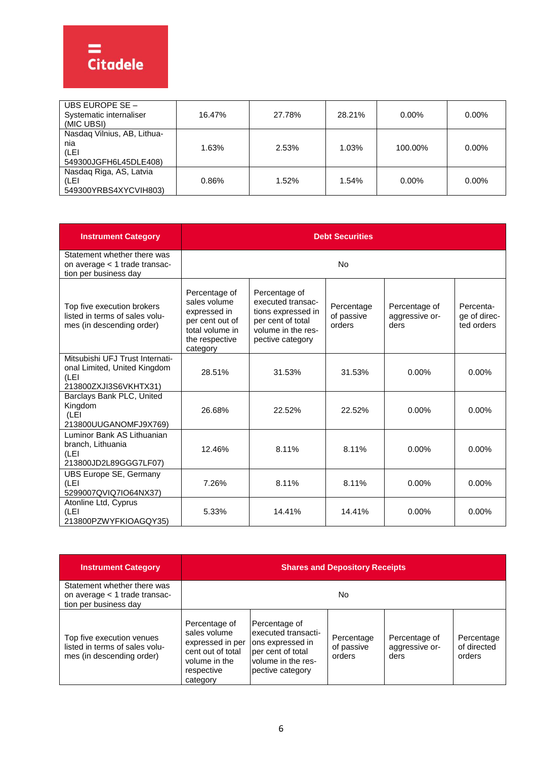| | | | | | |
|---|---|---|---|---|---|
| UBS EUROPE SE – Systematic internaliser (MIC UBSI) | 16.47% | 27.78% | 28.21% | 0.00% | 0.00% |
| Nasdaq Vilnius, AB, Lithuania (LEI 549300JGFH6L45DLE408) | 1.63% | 2.53% | 1.03% | 100.00% | 0.00% |
| Nasdaq Riga, AS, Latvia (LEI 549300YRBS4XYCVIH803) | 0.86% | 1.52% | 1.54% | 0.00% | 0.00% |

| **Instrument Category** | **Debt Securities** | | | | |
|---|---|---|---|---|---|
| Statement whether there was on average < 1 trade transaction per business day | No | | | | |
| Top five execution brokers listed in terms of sales volumes (in descending order) | Percentage of sales volume expressed in per cent out of total volume in the respective category | Percentage of executed transactions expressed in per cent of total volume in the respective category | Percentage of passive orders | Percentage of aggressive orders | Percentage of directed orders |
| Mitsubishi UFJ Trust International Limited, United Kingdom (LEI 213800ZXJI3S6VKHTX31) | 28.51% | 31.53% | 31.53% | 0.00% | 0.00% |
| Barclays Bank PLC, United Kingdom (LEI 213800UUGANOMFJ9X769) | 26.68% | 22.52% | 22.52% | 0.00% | 0.00% |
| Luminor Bank AS Lithuanian branch, Lithuania (LEI 213800JD2L89GGG7LF07) | 12.46% | 8.11% | 8.11% | 0.00% | 0.00% |
| UBS Europe SE, Germany (LEI 5299007QVIQ7IO64NX37) | 7.26% | 8.11% | 8.11% | 0.00% | 0.00% |
| Atonline Ltd, Cyprus (LEI 213800PZWYFKIOAGQY35) | 5.33% | 14.41% | 14.41% | 0.00% | 0.00% |

| **Instrument Category** | **Shares and Depository Receipts** | | | | |
|---|---|---|---|---|---|
| Statement whether there was on average < 1 trade transaction per business day | No | | | | |
| Top five execution venues listed in terms of sales volumes (in descending order) | Percentage of sales volume expressed in per cent out of total volume in the respective category | Percentage of executed transactions expressed in per cent of total volume in the respective category | Percentage of passive orders | Percentage of aggressive orders | Percentage of directed orders |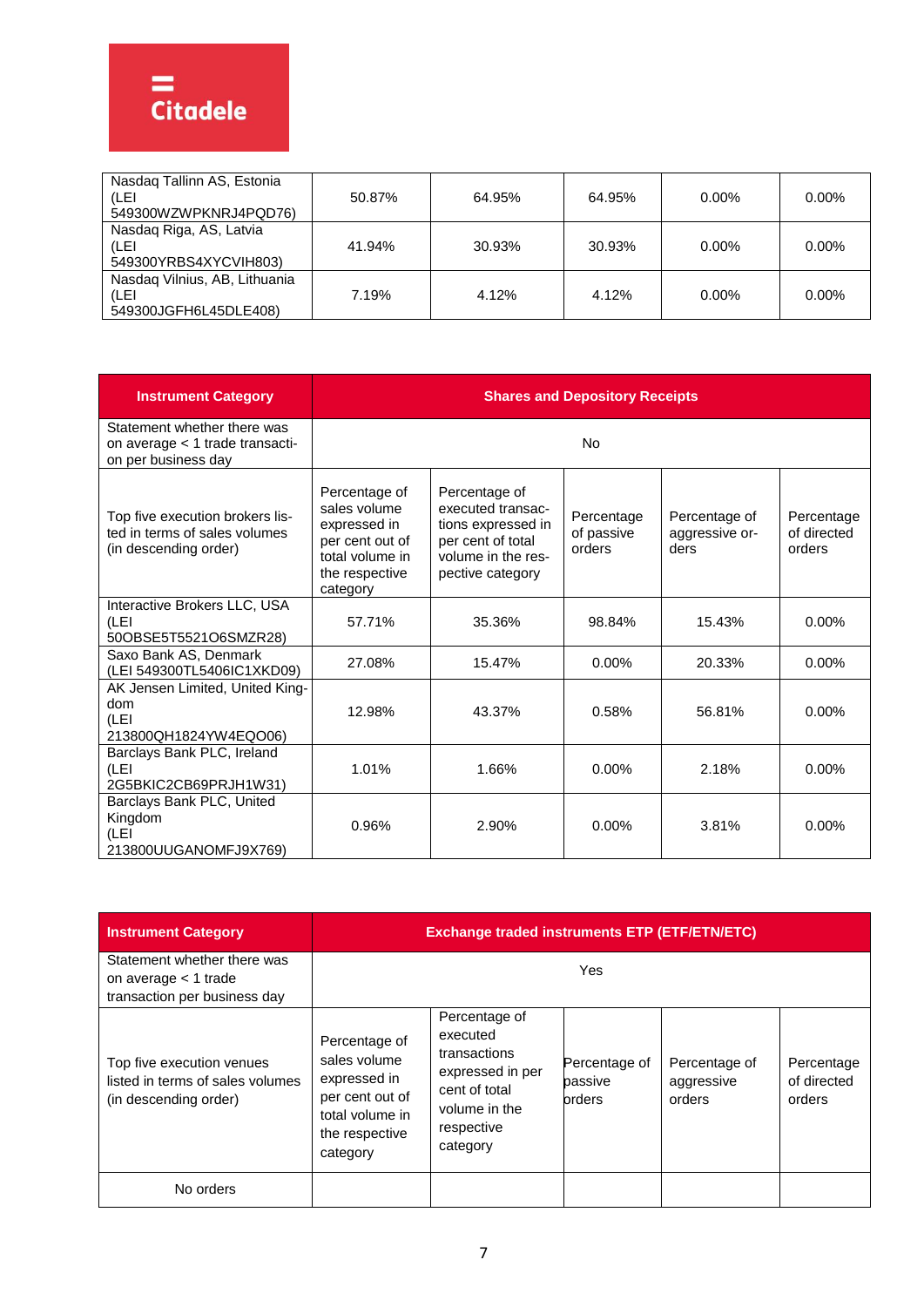Citadele

| | | | | | |
|---|---|---|---|---|---|
| Nasdaq Tallinn AS, Estonia (LEI 549300WZWPKNRJ4PQD76) | 50.87% | 64.95% | 64.95% | 0.00% | 0.00% |
| Nasdaq Riga, AS, Latvia (LEI 549300YRBS4XYCVIH803) | 41.94% | 30.93% | 30.93% | 0.00% | 0.00% |
| Nasdaq Vilnius, AB, Lithuania (LEI 549300JGFH6L45DLE408) | 7.19% | 4.12% | 4.12% | 0.00% | 0.00% |

| **Instrument Category** | **Shares and Depository Receipts** | | | | |
|---|---|---|---|---|---|
| Statement whether there was on average < 1 trade transaction per business day | No | | | | |
| Top five execution brokers listed in terms of sales volumes (in descending order) | Percentage of sales volume expressed in per cent out of total volume in the respective category | Percentage of executed transactions expressed in per cent of total volume in the respective category | Percentage of passive orders | Percentage of aggressive orders | Percentage of directed orders |
| Interactive Brokers LLC, USA (LEI 50OBSE5T5521O6SMZR28) | 57.71% | 35.36% | 98.84% | 15.43% | 0.00% |
| Saxo Bank AS, Denmark (LEI 549300TL5406IC1XKD09) | 27.08% | 15.47% | 0.00% | 20.33% | 0.00% |
| AK Jensen Limited, United Kingdom (LEI 213800QH1824YW4EQO06) | 12.98% | 43.37% | 0.58% | 56.81% | 0.00% |
| Barclays Bank PLC, Ireland (LEI 2G5BKIC2CB69PRJH1W31) | 1.01% | 1.66% | 0.00% | 2.18% | 0.00% |
| Barclays Bank PLC, United Kingdom (LEI 213800UUGANOMFJ9X769) | 0.96% | 2.90% | 0.00% | 3.81% | 0.00% |

| **Instrument Category** | **Exchange traded instruments ETP (ETF/ETN/ETC)** | | | | |
|---|---|---|---|---|---|
| Statement whether there was on average < 1 trade transaction per business day | Yes | | | | |
| Top five execution venues listed in terms of sales volumes (in descending order) | Percentage of sales volume expressed in per cent out of total volume in the respective category | Percentage of executed transactions expressed in per cent of total volume in the respective category | Percentage of passive orders | Percentage of aggressive orders | Percentage of directed orders |
| No orders | | | | | |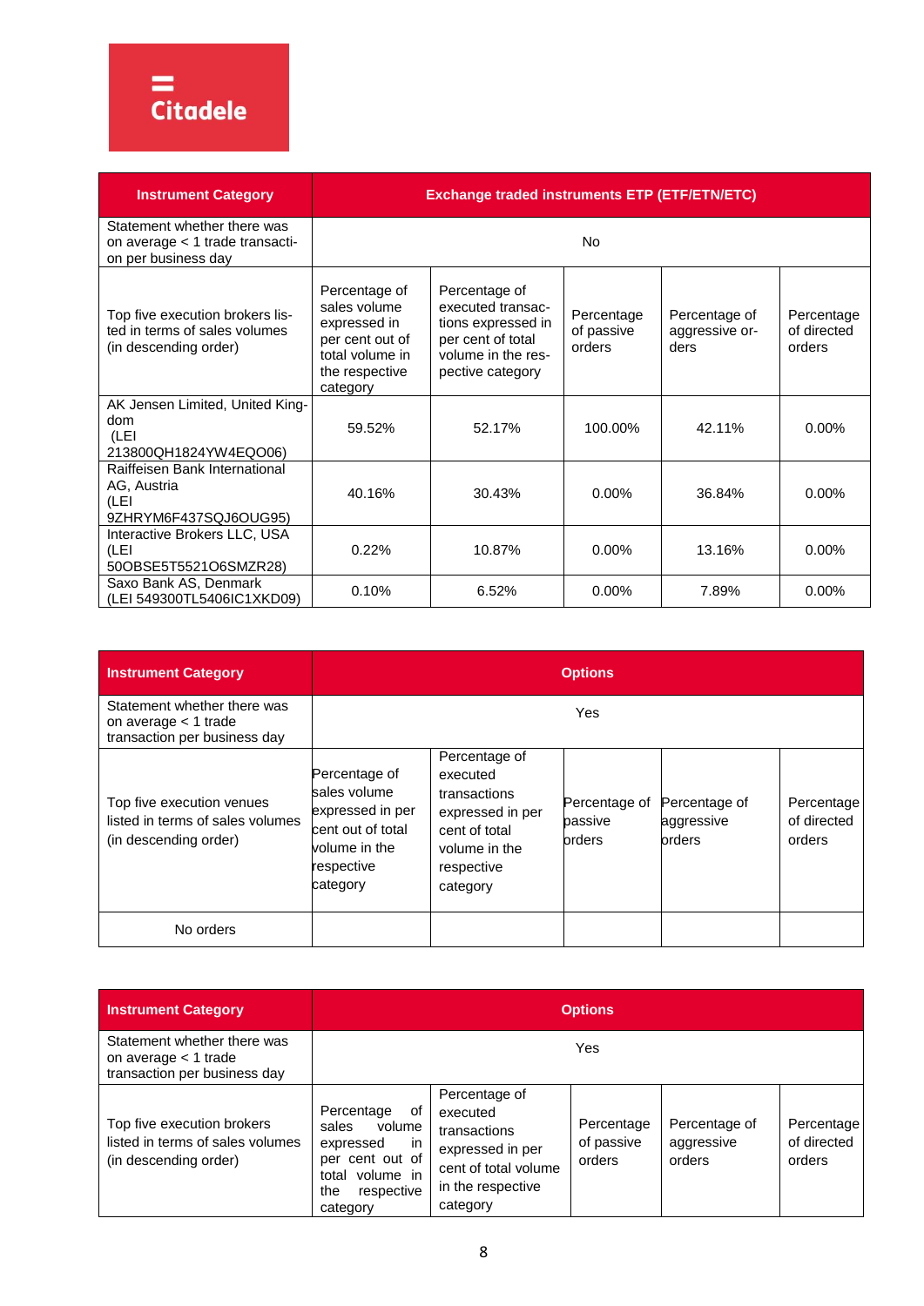| Instrument Category | Exchange traded instruments ETP (ETF/ETN/ETC) | | | | |
|---|---|---|---|---|---|
| Statement whether there was on average < 1 trade transaction per business day | No | | | | |
| Top five execution brokers listed in terms of sales volumes (in descending order) | Percentage of sales volume expressed in per cent out of total volume in the respective category | Percentage of executed transactions expressed in per cent of total volume in the respective category | Percentage of passive orders | Percentage of aggressive orders | Percentage of directed orders |
| AK Jensen Limited, United Kingdom (LEI 213800QH1824YW4EQO06) | 59.52% | 52.17% | 100.00% | 42.11% | 0.00% |
| Raiffeisen Bank International AG, Austria (LEI 9ZHRYM6F437SQJ6OUG95) | 40.16% | 30.43% | 0.00% | 36.84% | 0.00% |
| Interactive Brokers LLC, USA (LEI 50OBSE5T5521O6SMZR28) | 0.22% | 10.87% | 0.00% | 13.16% | 0.00% |
| Saxo Bank AS, Denmark (LEI 549300TL5406IC1XKD09) | 0.10% | 6.52% | 0.00% | 7.89% | 0.00% |

| Instrument Category | Options | | | | |
|---|---|---|---|---|---|
| Statement whether there was on average < 1 trade transaction per business day | Yes | | | | |
| Top five execution venues listed in terms of sales volumes (in descending order) | Percentage of sales volume expressed in per cent out of total volume in the respective category | Percentage of executed transactions expressed in per cent of total volume in the respective category | Percentage of passive orders | Percentage of aggressive orders | Percentage of directed orders |
| No orders | | | | | |

| Instrument Category | Options | | | | |
|---|---|---|---|---|---|
| Statement whether there was on average < 1 trade transaction per business day | Yes | | | | |
| Top five execution brokers listed in terms of sales volumes (in descending order) | Percentage of sales volume expressed in per cent out of total volume in the respective category | Percentage of executed transactions expressed in per cent of total volume in the respective category | Percentage of passive orders | Percentage of aggressive orders | Percentage of directed orders |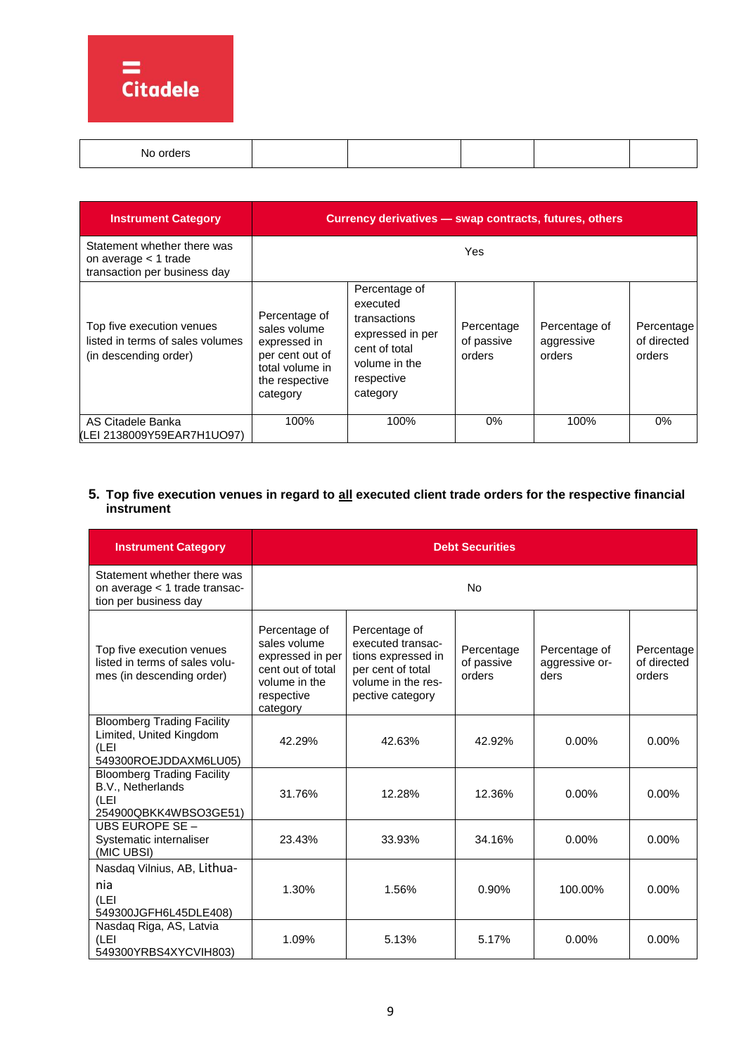| No orders | | | | | |
|---|---|---|---|---|---|

| Instrument Category | Currency derivatives — swap contracts, futures, others | | | | |
|---|---|---|---|---|---|
| Statement whether there was on average < 1 trade transaction per business day | Yes | | | | |
| Top five execution venues listed in terms of sales volumes (in descending order) | Percentage of sales volume expressed in per cent out of total volume in the respective category | Percentage of executed transactions expressed in per cent of total volume in the respective category | Percentage of passive orders | Percentage of aggressive orders | Percentage of directed orders |
| AS Citadele Banka (LEI 2138009Y59EAR7H1UO97) | 100% | 100% | 0% | 100% | 0% |

### 5. Top five execution venues in regard to all executed client trade orders for the respective financial instrument

| Instrument Category | Debt Securities | | | | |
|---|---|---|---|---|---|
| Statement whether there was on average < 1 trade transaction per business day | No | | | | |
| Top five execution venues listed in terms of sales volumes (in descending order) | Percentage of sales volume expressed in per cent out of total volume in the respective category | Percentage of executed transactions expressed in per cent of total volume in the respective category | Percentage of passive orders | Percentage of aggressive orders | Percentage of directed orders |
| Bloomberg Trading Facility Limited, United Kingdom (LEI 549300ROEJDDAXM6LU05) | 42.29% | 42.63% | 42.92% | 0.00% | 0.00% |
| Bloomberg Trading Facility B.V., Netherlands (LEI 254900QBKK4WBSO3GE51) | 31.76% | 12.28% | 12.36% | 0.00% | 0.00% |
| UBS EUROPE SE – Systematic internaliser (MIC UBSI) | 23.43% | 33.93% | 34.16% | 0.00% | 0.00% |
| Nasdaq Vilnius, AB, Lithuania (LEI 549300JGFH6L45DLE408) | 1.30% | 1.56% | 0.90% | 100.00% | 0.00% |
| Nasdaq Riga, AS, Latvia (LEI 549300YRBS4XYCVIH803) | 1.09% | 5.13% | 5.17% | 0.00% | 0.00% |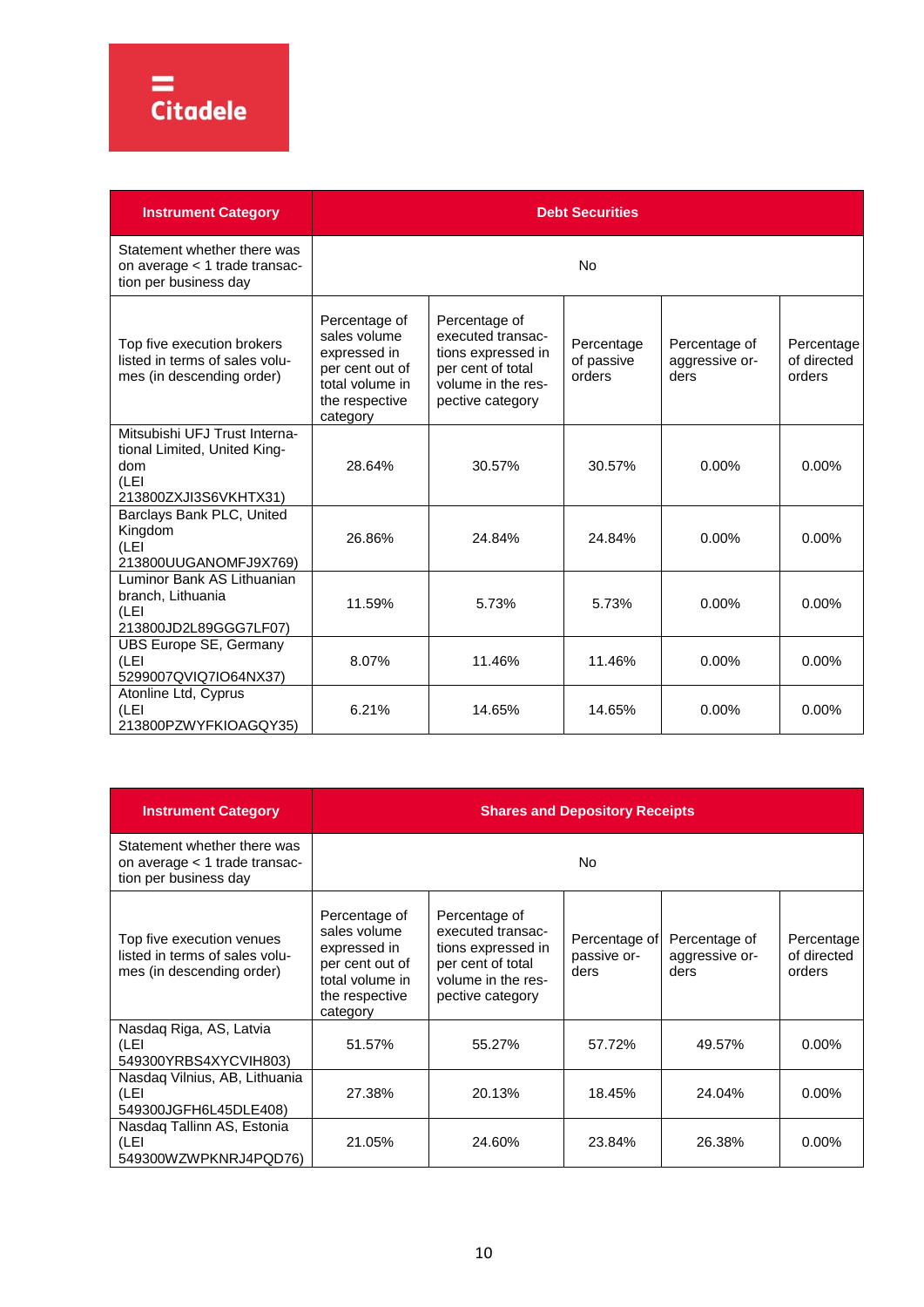| Instrument Category | Debt Securities | | | | |
|---|---|---|---|---|---|
| Statement whether there was on average < 1 trade transaction per business day | No | | | | |
| Top five execution brokers listed in terms of sales volumes (in descending order) | Percentage of sales volume expressed in per cent out of total volume in the respective category | Percentage of executed transactions expressed in per cent of total volume in the respective category | Percentage of passive orders | Percentage of aggressive orders | Percentage of directed orders |
| Mitsubishi UFJ Trust International Limited, United Kingdom (LEI 213800ZXJI3S6VKHTX31) | 28.64% | 30.57% | 30.57% | 0.00% | 0.00% |
| Barclays Bank PLC, United Kingdom (LEI 213800UUGANOMFJ9X769) | 26.86% | 24.84% | 24.84% | 0.00% | 0.00% |
| Luminor Bank AS Lithuanian branch, Lithuania (LEI 213800JD2L89GGG7LF07) | 11.59% | 5.73% | 5.73% | 0.00% | 0.00% |
| UBS Europe SE, Germany (LEI 5299007QVIQ7IO64NX37) | 8.07% | 11.46% | 11.46% | 0.00% | 0.00% |
| Atonline Ltd, Cyprus (LEI 213800PZWYFKIOAGQY35) | 6.21% | 14.65% | 14.65% | 0.00% | 0.00% |

| Instrument Category | Shares and Depository Receipts | | | | |
|---|---|---|---|---|---|
| Statement whether there was on average < 1 trade transaction per business day | No | | | | |
| Top five execution venues listed in terms of sales volumes (in descending order) | Percentage of sales volume expressed in per cent out of total volume in the respective category | Percentage of executed transactions expressed in per cent of total volume in the respective category | Percentage of passive orders | Percentage of aggressive orders | Percentage of directed orders |
| Nasdaq Riga, AS, Latvia (LEI 549300YRBS4XYCVIH803) | 51.57% | 55.27% | 57.72% | 49.57% | 0.00% |
| Nasdaq Vilnius, AB, Lithuania (LEI 549300JGFH6L45DLE408) | 27.38% | 20.13% | 18.45% | 24.04% | 0.00% |
| Nasdaq Tallinn AS, Estonia (LEI 549300WZWPKNRJ4PQD76) | 21.05% | 24.60% | 23.84% | 26.38% | 0.00% |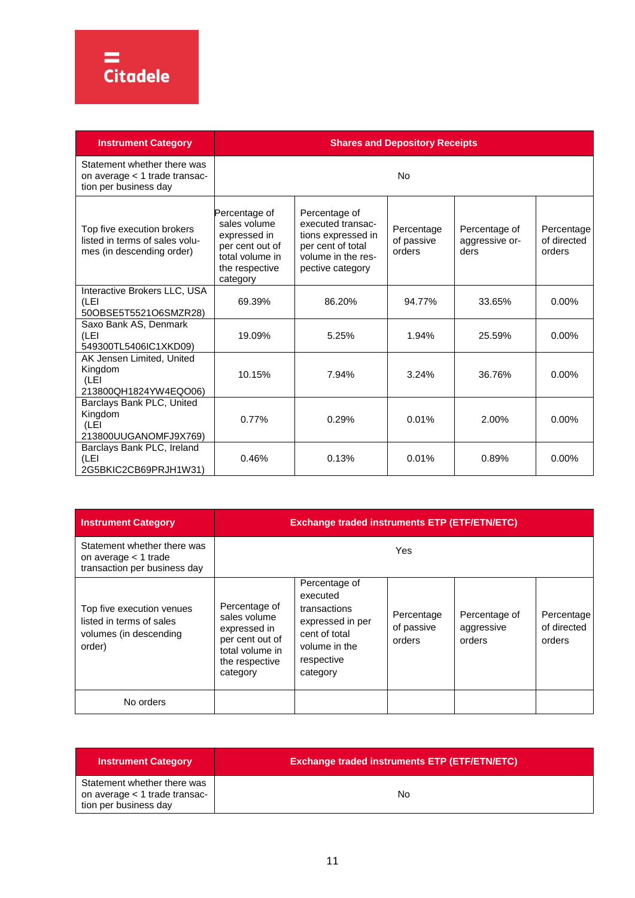| Instrument Category | Shares and Depository Receipts | | | | |
|---|---|---|---|---|---|
| Statement whether there was on average < 1 trade transaction per business day | No | | | | |
| Top five execution brokers listed in terms of sales volumes (in descending order) | Percentage of sales volume expressed in per cent out of total volume in the respective category | Percentage of executed transactions expressed in per cent of total volume in the respective category | Percentage of passive orders | Percentage of aggressive orders | Percentage of directed orders |
| Interactive Brokers LLC, USA (LEI 50OBSE5T5521O6SMZR28) | 69.39% | 86.20% | 94.77% | 33.65% | 0.00% |
| Saxo Bank AS, Denmark (LEI 549300TL5406IC1XKD09) | 19.09% | 5.25% | 1.94% | 25.59% | 0.00% |
| AK Jensen Limited, United Kingdom (LEI 213800QH1824YW4EQO06) | 10.15% | 7.94% | 3.24% | 36.76% | 0.00% |
| Barclays Bank PLC, United Kingdom (LEI 213800UUGANOMFJ9X769) | 0.77% | 0.29% | 0.01% | 2.00% | 0.00% |
| Barclays Bank PLC, Ireland (LEI 2G5BKIC2CB69PRJH1W31) | 0.46% | 0.13% | 0.01% | 0.89% | 0.00% |

| Instrument Category | Exchange traded instruments ETP (ETF/ETN/ETC) | | | | |
|---|---|---|---|---|---|
| Statement whether there was on average < 1 trade transaction per business day | Yes | | | | |
| Top five execution venues listed in terms of sales volumes (in descending order) | Percentage of sales volume expressed in per cent out of total volume in the respective category | Percentage of executed transactions expressed in per cent of total volume in the respective category | Percentage of passive orders | Percentage of aggressive orders | Percentage of directed orders |
| No orders | | | | | |

| Instrument Category | Exchange traded instruments ETP (ETF/ETN/ETC) |
|---|---|
| Statement whether there was on average < 1 trade transaction per business day | No |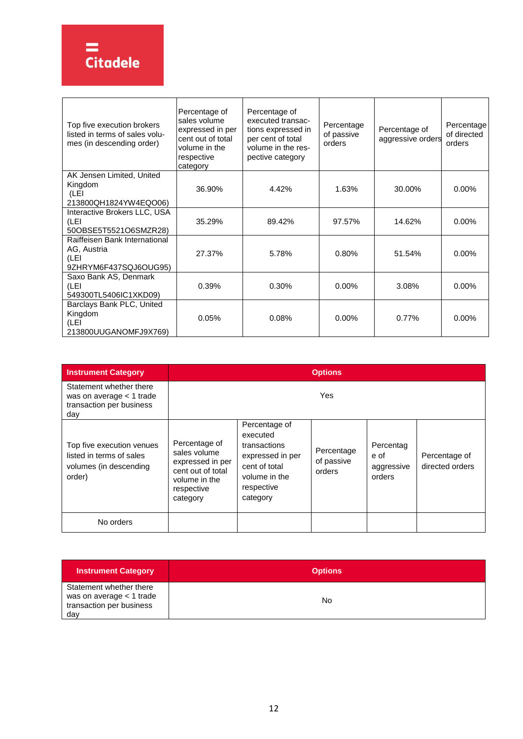| Top five execution brokers listed in terms of sales volumes (in descending order) | Percentage of sales volume expressed in per cent out of total volume in the respective category | Percentage of executed transactions expressed in per cent of total volume in the respective category | Percentage of passive orders | Percentage of aggressive orders | Percentage of directed orders |
|---|---|---|---|---|---|
| AK Jensen Limited, United Kingdom (LEI 213800QH1824YW4EQO06) | 36.90% | 4.42% | 1.63% | 30.00% | 0.00% |
| Interactive Brokers LLC, USA (LEI 50OBSE5T5521O6SMZR28) | 35.29% | 89.42% | 97.57% | 14.62% | 0.00% |
| Raiffeisen Bank International AG, Austria (LEI 9ZHRYM6F437SQJ6OUG95) | 27.37% | 5.78% | 0.80% | 51.54% | 0.00% |
| Saxo Bank AS, Denmark (LEI 549300TL5406IC1XKD09) | 0.39% | 0.30% | 0.00% | 3.08% | 0.00% |
| Barclays Bank PLC, United Kingdom (LEI 213800UUGANOMFJ9X769) | 0.05% | 0.08% | 0.00% | 0.77% | 0.00% |

| **Instrument Category** | **Options** | | | | |
|---|---|---|---|---|---|
| Statement whether there was on average < 1 trade transaction per business day | Yes | | | | |
| Top five execution venues listed in terms of sales volumes (in descending order) | Percentage of sales volume expressed in per cent out of total volume in the respective category | Percentage of executed transactions expressed in per cent of total volume in the respective category | Percentage of passive orders | Percentage of aggressive orders | Percentage of directed orders |
| No orders | | | | | |

| **Instrument Category** | **Options** |
|---|---|
| Statement whether there was on average < 1 trade transaction per business day | No |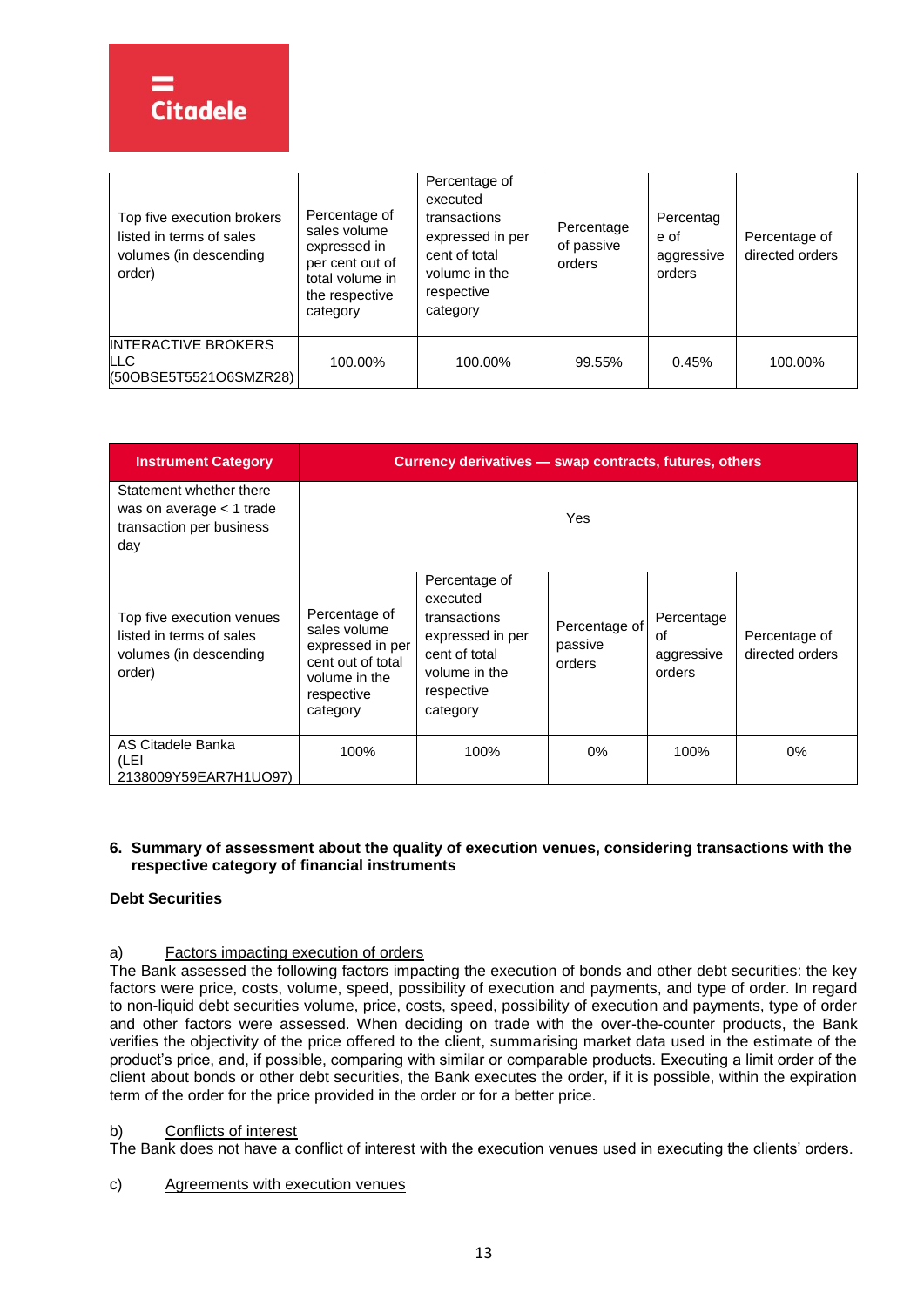| Top five execution brokers listed in terms of sales volumes (in descending order) | Percentage of sales volume expressed in per cent out of total volume in the respective category | Percentage of executed transactions expressed in per cent of total volume in the respective category | Percentage of passive orders | Percentage of aggressive orders | Percentage of directed orders |
|---|---|---|---|---|---|
| INTERACTIVE BROKERS LLC (50OBSE5T5521O6SMZR28) | 100.00% | 100.00% | 99.55% | 0.45% | 100.00% |

| Instrument Category | Currency derivatives — swap contracts, futures, others | | | | |
|---|---|---|---|---|---|
| Statement whether there was on average < 1 trade transaction per business day | Yes | | | | |
| Top five execution venues listed in terms of sales volumes (in descending order) | Percentage of sales volume expressed in per cent out of total volume in the respective category | Percentage of executed transactions expressed in per cent of total volume in the respective category | Percentage of passive orders | Percentage of aggressive orders | Percentage of directed orders |
| AS Citadele Banka (LEI 2138009Y59EAR7H1UO97) | 100% | 100% | 0% | 100% | 0% |

**6. Summary of assessment about the quality of execution venues, considering transactions with the respective category of financial instruments**

**Debt Securities**

a) Factors impacting execution of orders

The Bank assessed the following factors impacting the execution of bonds and other debt securities: the key factors were price, costs, volume, speed, possibility of execution and payments, and type of order. In regard to non-liquid debt securities volume, price, costs, speed, possibility of execution and payments, type of order and other factors were assessed. When deciding on trade with the over-the-counter products, the Bank verifies the objectivity of the price offered to the client, summarising market data used in the estimate of the product's price, and, if possible, comparing with similar or comparable products. Executing a limit order of the client about bonds or other debt securities, the Bank executes the order, if it is possible, within the expiration term of the order for the price provided in the order or for a better price.

b) Conflicts of interest

The Bank does not have a conflict of interest with the execution venues used in executing the clients' orders.

c) Agreements with execution venues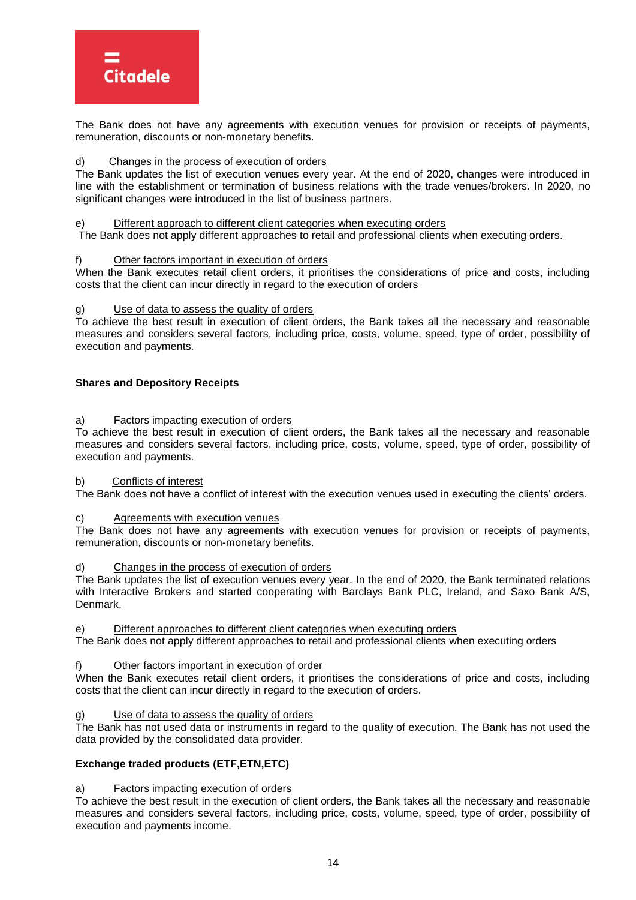The Bank does not have any agreements with execution venues for provision or receipts of payments, remuneration, discounts or non-monetary benefits.

d) Changes in the process of execution of orders

The Bank updates the list of execution venues every year. At the end of 2020, changes were introduced in line with the establishment or termination of business relations with the trade venues/brokers. In 2020, no significant changes were introduced in the list of business partners.

e) Different approach to different client categories when executing orders

The Bank does not apply different approaches to retail and professional clients when executing orders.

f) Other factors important in execution of orders

When the Bank executes retail client orders, it prioritises the considerations of price and costs, including costs that the client can incur directly in regard to the execution of orders

g) Use of data to assess the quality of orders

To achieve the best result in execution of client orders, the Bank takes all the necessary and reasonable measures and considers several factors, including price, costs, volume, speed, type of order, possibility of execution and payments.

**Shares and Depository Receipts**

a) Factors impacting execution of orders

To achieve the best result in execution of client orders, the Bank takes all the necessary and reasonable measures and considers several factors, including price, costs, volume, speed, type of order, possibility of execution and payments.

b) Conflicts of interest

The Bank does not have a conflict of interest with the execution venues used in executing the clients' orders.

c) Agreements with execution venues

The Bank does not have any agreements with execution venues for provision or receipts of payments, remuneration, discounts or non-monetary benefits.

d) Changes in the process of execution of orders

The Bank updates the list of execution venues every year. In the end of 2020, the Bank terminated relations with Interactive Brokers and started cooperating with Barclays Bank PLC, Ireland, and Saxo Bank A/S, Denmark.

e) Different approaches to different client categories when executing orders

The Bank does not apply different approaches to retail and professional clients when executing orders

f) Other factors important in execution of order

When the Bank executes retail client orders, it prioritises the considerations of price and costs, including costs that the client can incur directly in regard to the execution of orders.

g) Use of data to assess the quality of orders

The Bank has not used data or instruments in regard to the quality of execution. The Bank has not used the data provided by the consolidated data provider.

**Exchange traded products (ETF,ETN,ETC)**

a) Factors impacting execution of orders

To achieve the best result in the execution of client orders, the Bank takes all the necessary and reasonable measures and considers several factors, including price, costs, volume, speed, type of order, possibility of execution and payments income.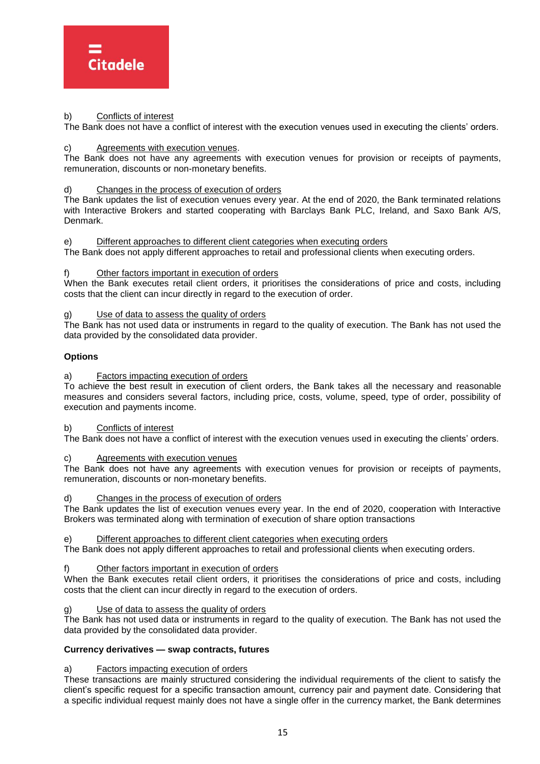b) Conflicts of interest
The Bank does not have a conflict of interest with the execution venues used in executing the clients' orders.

c) Agreements with execution venues.
The Bank does not have any agreements with execution venues for provision or receipts of payments, remuneration, discounts or non-monetary benefits.

d) Changes in the process of execution of orders
The Bank updates the list of execution venues every year. At the end of 2020, the Bank terminated relations with Interactive Brokers and started cooperating with Barclays Bank PLC, Ireland, and Saxo Bank A/S, Denmark.

e) Different approaches to different client categories when executing orders
The Bank does not apply different approaches to retail and professional clients when executing orders.

f) Other factors important in execution of orders
When the Bank executes retail client orders, it prioritises the considerations of price and costs, including costs that the client can incur directly in regard to the execution of order.

g) Use of data to assess the quality of orders
The Bank has not used data or instruments in regard to the quality of execution. The Bank has not used the data provided by the consolidated data provider.

**Options**

a) Factors impacting execution of orders
To achieve the best result in execution of client orders, the Bank takes all the necessary and reasonable measures and considers several factors, including price, costs, volume, speed, type of order, possibility of execution and payments income.

b) Conflicts of interest
The Bank does not have a conflict of interest with the execution venues used in executing the clients' orders.

c) Agreements with execution venues
The Bank does not have any agreements with execution venues for provision or receipts of payments, remuneration, discounts or non-monetary benefits.

d) Changes in the process of execution of orders
The Bank updates the list of execution venues every year. In the end of 2020, cooperation with Interactive Brokers was terminated along with termination of execution of share option transactions

e) Different approaches to different client categories when executing orders
The Bank does not apply different approaches to retail and professional clients when executing orders.

f) Other factors important in execution of orders
When the Bank executes retail client orders, it prioritises the considerations of price and costs, including costs that the client can incur directly in regard to the execution of orders.

g) Use of data to assess the quality of orders
The Bank has not used data or instruments in regard to the quality of execution. The Bank has not used the data provided by the consolidated data provider.

**Currency derivatives — swap contracts, futures**

a) Factors impacting execution of orders
These transactions are mainly structured considering the individual requirements of the client to satisfy the client's specific request for a specific transaction amount, currency pair and payment date. Considering that a specific individual request mainly does not have a single offer in the currency market, the Bank determines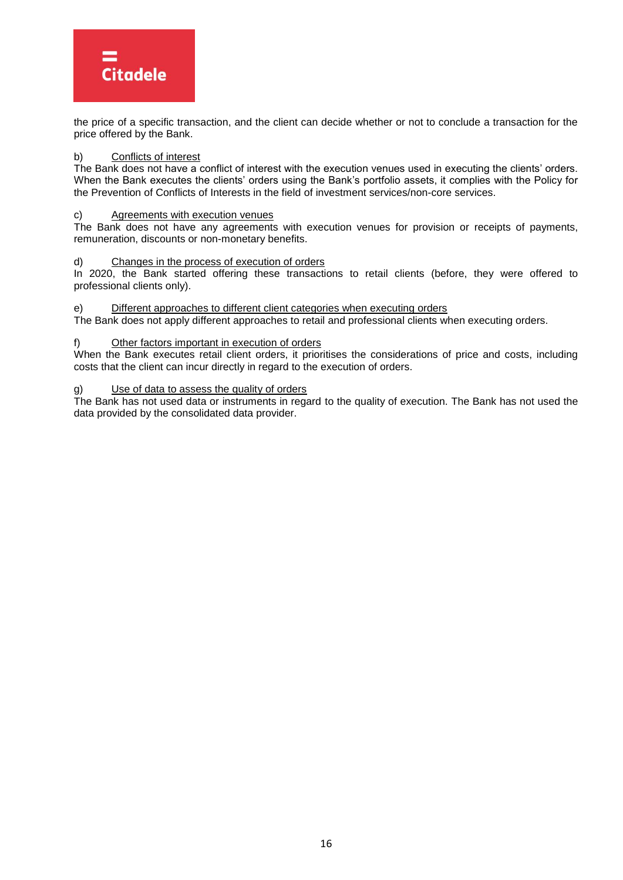the price of a specific transaction, and the client can decide whether or not to conclude a transaction for the price offered by the Bank.

b) Conflicts of interest

The Bank does not have a conflict of interest with the execution venues used in executing the clients' orders. When the Bank executes the clients' orders using the Bank's portfolio assets, it complies with the Policy for the Prevention of Conflicts of Interests in the field of investment services/non-core services.

c) Agreements with execution venues

The Bank does not have any agreements with execution venues for provision or receipts of payments, remuneration, discounts or non-monetary benefits.

d) Changes in the process of execution of orders

In 2020, the Bank started offering these transactions to retail clients (before, they were offered to professional clients only).

e) Different approaches to different client categories when executing orders

The Bank does not apply different approaches to retail and professional clients when executing orders.

f) Other factors important in execution of orders

When the Bank executes retail client orders, it prioritises the considerations of price and costs, including costs that the client can incur directly in regard to the execution of orders.

g) Use of data to assess the quality of orders

The Bank has not used data or instruments in regard to the quality of execution. The Bank has not used the data provided by the consolidated data provider.